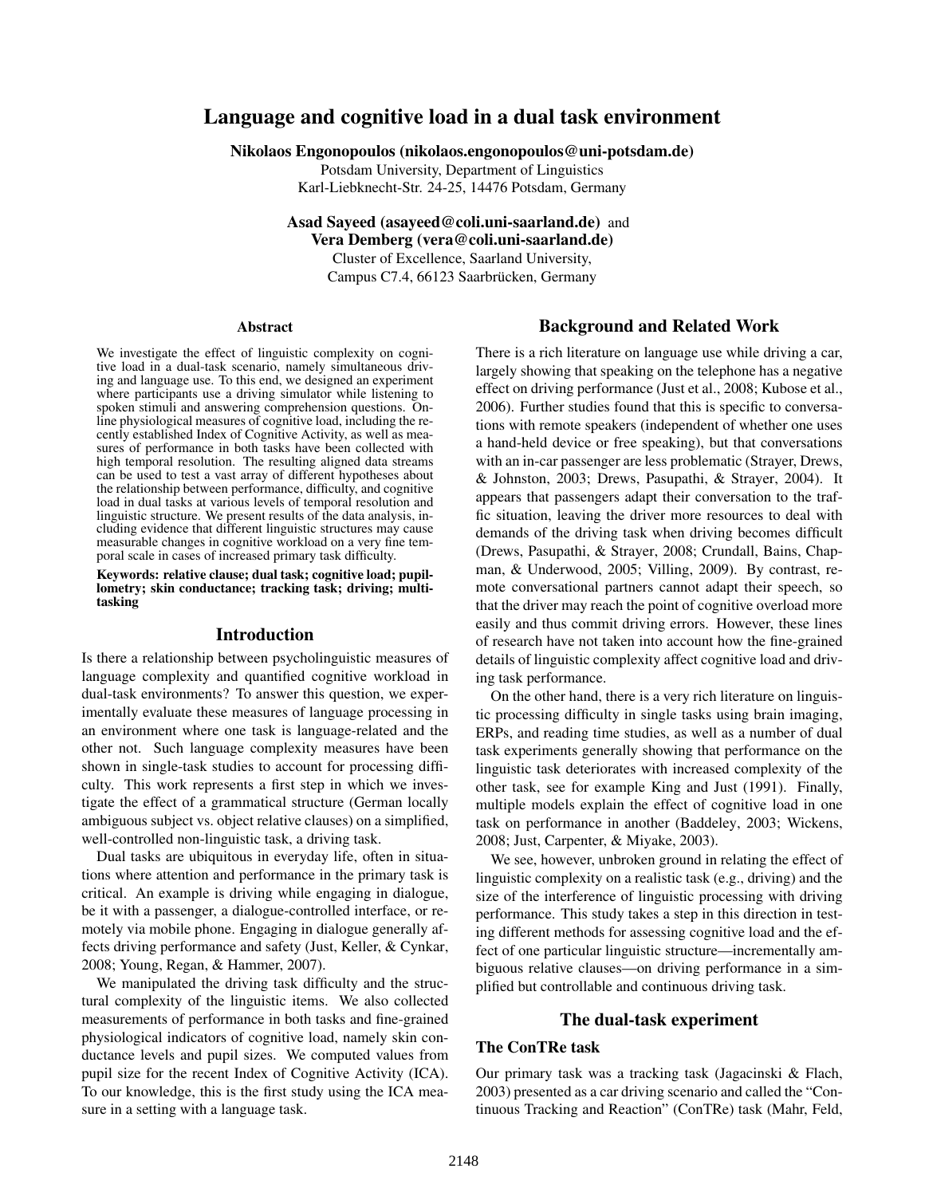# Language and cognitive load in a dual task environment

**Nikolaos Engonopoulos (nikolaos.engonopoulos@uni-potsdam.de)**
Potsdam University, Department of Linguistics
Karl-Liebknecht-Str. 24-25, 14476 Potsdam, Germany

**Asad Sayeed (asayeed@coli.uni-saarland.de)** and
**Vera Demberg (vera@coli.uni-saarland.de)**
Cluster of Excellence, Saarland University,
Campus C7.4, 66123 Saarbrücken, Germany

## Abstract

We investigate the effect of linguistic complexity on cognitive load in a dual-task scenario, namely simultaneous driving and language use. To this end, we designed an experiment where participants use a driving simulator while listening to spoken stimuli and answering comprehension questions. Online physiological measures of cognitive load, including the recently established Index of Cognitive Activity, as well as measures of performance in both tasks have been collected with high temporal resolution. The resulting aligned data streams can be used to test a vast array of different hypotheses about the relationship between performance, difficulty, and cognitive load in dual tasks at various levels of temporal resolution and linguistic structure. We present results of the data analysis, including evidence that different linguistic structures may cause measurable changes in cognitive workload on a very fine temporal scale in cases of increased primary task difficulty.

**Keywords: relative clause; dual task; cognitive load; pupillometry; skin conductance; tracking task; driving; multitasking**

## Introduction

Is there a relationship between psycholinguistic measures of language complexity and quantified cognitive workload in dual-task environments? To answer this question, we experimentally evaluate these measures of language processing in an environment where one task is language-related and the other not. Such language complexity measures have been shown in single-task studies to account for processing difficulty. This work represents a first step in which we investigate the effect of a grammatical structure (German locally ambiguous subject vs. object relative clauses) on a simplified, well-controlled non-linguistic task, a driving task.

Dual tasks are ubiquitous in everyday life, often in situations where attention and performance in the primary task is critical. An example is driving while engaging in dialogue, be it with a passenger, a dialogue-controlled interface, or remotely via mobile phone. Engaging in dialogue generally affects driving performance and safety (Just, Keller, & Cynkar, 2008; Young, Regan, & Hammer, 2007).

We manipulated the driving task difficulty and the structural complexity of the linguistic items. We also collected measurements of performance in both tasks and fine-grained physiological indicators of cognitive load, namely skin conductance levels and pupil sizes. We computed values from pupil size for the recent Index of Cognitive Activity (ICA). To our knowledge, this is the first study using the ICA measure in a setting with a language task.

## Background and Related Work

There is a rich literature on language use while driving a car, largely showing that speaking on the telephone has a negative effect on driving performance (Just et al., 2008; Kubose et al., 2006). Further studies found that this is specific to conversations with remote speakers (independent of whether one uses a hand-held device or free speaking), but that conversations with an in-car passenger are less problematic (Strayer, Drews, & Johnston, 2003; Drews, Pasupathi, & Strayer, 2004). It appears that passengers adapt their conversation to the traffic situation, leaving the driver more resources to deal with demands of the driving task when driving becomes difficult (Drews, Pasupathi, & Strayer, 2008; Crundall, Bains, Chapman, & Underwood, 2005; Villing, 2009). By contrast, remote conversational partners cannot adapt their speech, so that the driver may reach the point of cognitive overload more easily and thus commit driving errors. However, these lines of research have not taken into account how the fine-grained details of linguistic complexity affect cognitive load and driving task performance.

On the other hand, there is a very rich literature on linguistic processing difficulty in single tasks using brain imaging, ERPs, and reading time studies, as well as a number of dual task experiments generally showing that performance on the linguistic task deteriorates with increased complexity of the other task, see for example King and Just (1991). Finally, multiple models explain the effect of cognitive load in one task on performance in another (Baddeley, 2003; Wickens, 2008; Just, Carpenter, & Miyake, 2003).

We see, however, unbroken ground in relating the effect of linguistic complexity on a realistic task (e.g., driving) and the size of the interference of linguistic processing with driving performance. This study takes a step in this direction in testing different methods for assessing cognitive load and the effect of one particular linguistic structure—incrementally ambiguous relative clauses—on driving performance in a simplified but controllable and continuous driving task.

## The dual-task experiment

### The ConTRe task

Our primary task was a tracking task (Jagacinski & Flach, 2003) presented as a car driving scenario and called the "Continuous Tracking and Reaction" (ConTRe) task (Mahr, Feld,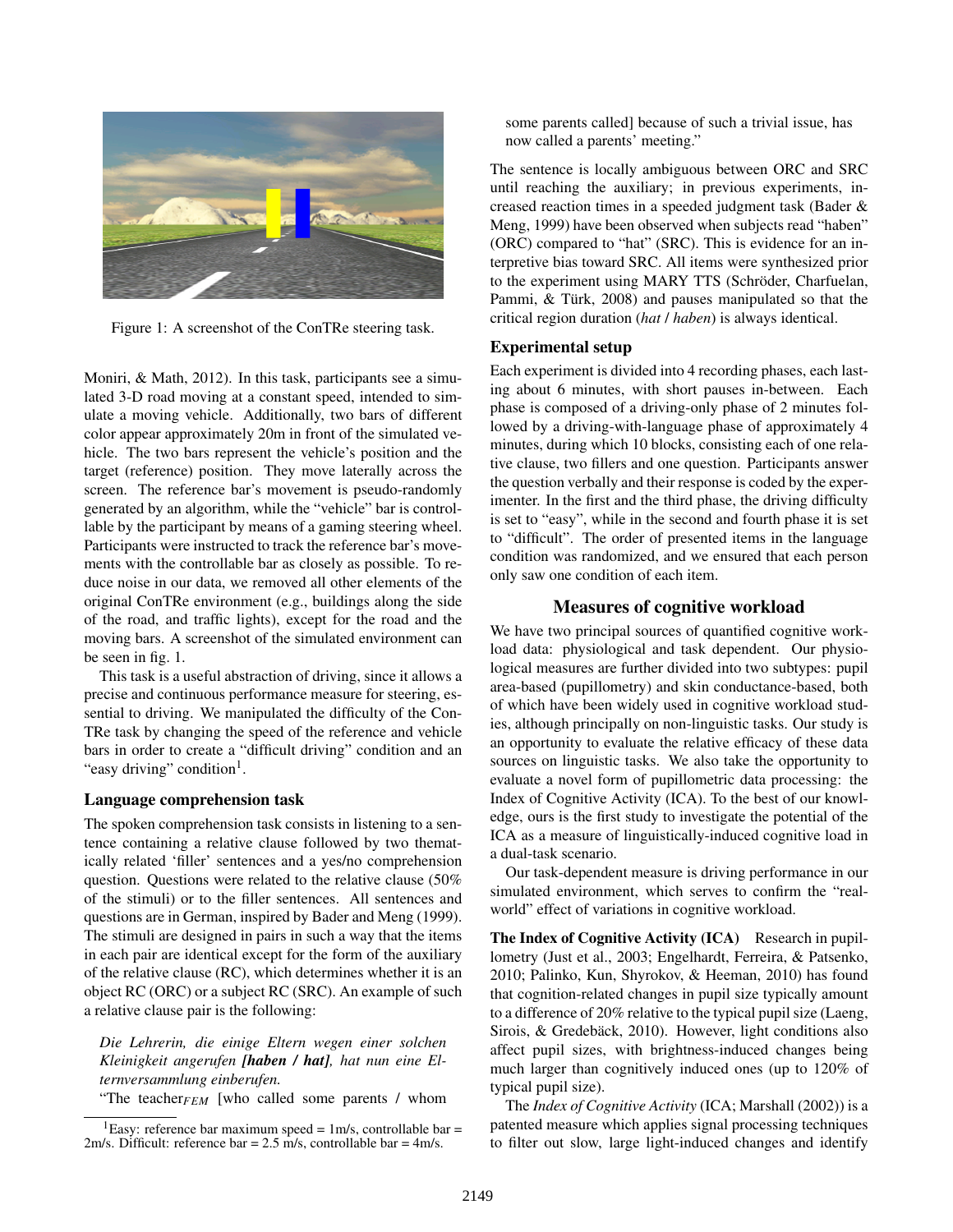Figure 1: A screenshot of the ConTRe steering task.

Moniri, & Math, 2012). In this task, participants see a simulated 3-D road moving at a constant speed, intended to simulate a moving vehicle. Additionally, two bars of different color appear approximately 20m in front of the simulated vehicle. The two bars represent the vehicle's position and the target (reference) position. They move laterally across the screen. The reference bar's movement is pseudo-randomly generated by an algorithm, while the "vehicle" bar is controllable by the participant by means of a gaming steering wheel. Participants were instructed to track the reference bar's movements with the controllable bar as closely as possible. To reduce noise in our data, we removed all other elements of the original ConTRe environment (e.g., buildings along the side of the road, and traffic lights), except for the road and the moving bars. A screenshot of the simulated environment can be seen in fig. 1.

This task is a useful abstraction of driving, since it allows a precise and continuous performance measure for steering, essential to driving. We manipulated the difficulty of the ConTRe task by changing the speed of the reference and vehicle bars in order to create a "difficult driving" condition and an "easy driving" condition[1].

### Language comprehension task

The spoken comprehension task consists in listening to a sentence containing a relative clause followed by two thematically related 'filler' sentences and a yes/no comprehension question. Questions were related to the relative clause (50% of the stimuli) or to the filler sentences. All sentences and questions are in German, inspired by Bader and Meng (1999). The stimuli are designed in pairs in such a way that the items in each pair are identical except for the form of the auxiliary of the relative clause (RC), which determines whether it is an object RC (ORC) or a subject RC (SRC). An example of such a relative clause pair is the following:

> *Die Lehrerin, die einige Eltern wegen einer solchen Kleinigkeit angerufen* ***[haben / hat]****, hat nun eine Elternversammlung einberufen.*
> "The teacher$_{FEM}$ [who called some parents / whom some parents called] because of such a trivial issue, has now called a parents' meeting."

The sentence is locally ambiguous between ORC and SRC until reaching the auxiliary; in previous experiments, increased reaction times in a speeded judgment task (Bader & Meng, 1999) have been observed when subjects read "haben" (ORC) compared to "hat" (SRC). This is evidence for an interpretive bias toward SRC. All items were synthesized prior to the experiment using MARY TTS (Schröder, Charfuelan, Pammi, & Türk, 2008) and pauses manipulated so that the critical region duration (*hat* / *haben*) is always identical.

### Experimental setup

Each experiment is divided into 4 recording phases, each lasting about 6 minutes, with short pauses in-between. Each phase is composed of a driving-only phase of 2 minutes followed by a driving-with-language phase of approximately 4 minutes, during which 10 blocks, consisting each of one relative clause, two fillers and one question. Participants answer the question verbally and their response is coded by the experimenter. In the first and the third phase, the driving difficulty is set to "easy", while in the second and fourth phase it is set to "difficult". The order of presented items in the language condition was randomized, and we ensured that each person only saw one condition of each item.

## Measures of cognitive workload

We have two principal sources of quantified cognitive workload data: physiological and task dependent. Our physiological measures are further divided into two subtypes: pupil area-based (pupillometry) and skin conductance-based, both of which have been widely used in cognitive workload studies, although principally on non-linguistic tasks. Our study is an opportunity to evaluate the relative efficacy of these data sources on linguistic tasks. We also take the opportunity to evaluate a novel form of pupillometric data processing: the Index of Cognitive Activity (ICA). To the best of our knowledge, ours is the first study to investigate the potential of the ICA as a measure of linguistically-induced cognitive load in a dual-task scenario.

Our task-dependent measure is driving performance in our simulated environment, which serves to confirm the "real-world" effect of variations in cognitive workload.

**The Index of Cognitive Activity (ICA)** Research in pupillometry (Just et al., 2003; Engelhardt, Ferreira, & Patsenko, 2010; Palinko, Kun, Shyrokov, & Heeman, 2010) has found that cognition-related changes in pupil size typically amount to a difference of 20% relative to the typical pupil size (Laeng, Sirois, & Gredebäck, 2010). However, light conditions also affect pupil sizes, with brightness-induced changes being much larger than cognitively induced ones (up to 120% of typical pupil size).

The *Index of Cognitive Activity* (ICA; Marshall (2002)) is a patented measure which applies signal processing techniques to filter out slow, large light-induced changes and identify

[1] Easy: reference bar maximum speed = 1m/s, controllable bar = 2m/s. Difficult: reference bar = 2.5 m/s, controllable bar = 4m/s.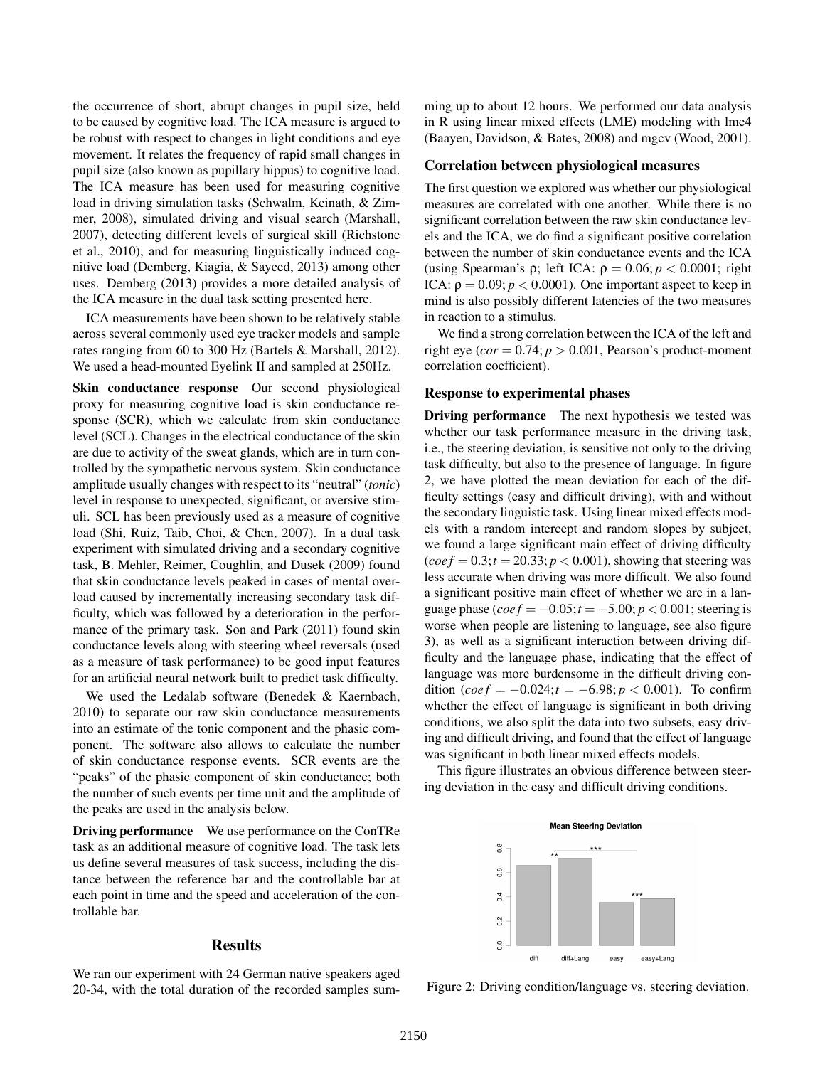the occurrence of short, abrupt changes in pupil size, held to be caused by cognitive load. The ICA measure is argued to be robust with respect to changes in light conditions and eye movement. It relates the frequency of rapid small changes in pupil size (also known as pupillary hippus) to cognitive load. The ICA measure has been used for measuring cognitive load in driving simulation tasks (Schwalm, Keinath, & Zimmer, 2008), simulated driving and visual search (Marshall, 2007), detecting different levels of surgical skill (Richstone et al., 2010), and for measuring linguistically induced cognitive load (Demberg, Kiagia, & Sayeed, 2013) among other uses. Demberg (2013) provides a more detailed analysis of the ICA measure in the dual task setting presented here.

ICA measurements have been shown to be relatively stable across several commonly used eye tracker models and sample rates ranging from 60 to 300 Hz (Bartels & Marshall, 2012). We used a head-mounted Eyelink II and sampled at 250Hz.

**Skin conductance response** Our second physiological proxy for measuring cognitive load is skin conductance response (SCR), which we calculate from skin conductance level (SCL). Changes in the electrical conductance of the skin are due to activity of the sweat glands, which are in turn controlled by the sympathetic nervous system. Skin conductance amplitude usually changes with respect to its "neutral" (*tonic*) level in response to unexpected, significant, or aversive stimuli. SCL has been previously used as a measure of cognitive load (Shi, Ruiz, Taib, Choi, & Chen, 2007). In a dual task experiment with simulated driving and a secondary cognitive task, B. Mehler, Reimer, Coughlin, and Dusek (2009) found that skin conductance levels peaked in cases of mental overload caused by incrementally increasing secondary task difficulty, which was followed by a deterioration in the performance of the primary task. Son and Park (2011) found skin conductance levels along with steering wheel reversals (used as a measure of task performance) to be good input features for an artificial neural network built to predict task difficulty.

We used the Ledalab software (Benedek & Kaernbach, 2010) to separate our raw skin conductance measurements into an estimate of the tonic component and the phasic component. The software also allows to calculate the number of skin conductance response events. SCR events are the "peaks" of the phasic component of skin conductance; both the number of such events per time unit and the amplitude of the peaks are used in the analysis below.

**Driving performance** We use performance on the ConTRe task as an additional measure of cognitive load. The task lets us define several measures of task success, including the distance between the reference bar and the controllable bar at each point in time and the speed and acceleration of the controllable bar.

## Results

We ran our experiment with 24 German native speakers aged 20-34, with the total duration of the recorded samples summing up to about 12 hours. We performed our data analysis in R using linear mixed effects (LME) modeling with lme4 (Baayen, Davidson, & Bates, 2008) and mgcv (Wood, 2001).

### Correlation between physiological measures

The first question we explored was whether our physiological measures are correlated with one another. While there is no significant correlation between the raw skin conductance levels and the ICA, we do find a significant positive correlation between the number of skin conductance events and the ICA (using Spearman's $\rho$; left ICA: $\rho = 0.06; p < 0.0001$; right ICA: $\rho = 0.09; p < 0.0001$). One important aspect to keep in mind is also possibly different latencies of the two measures in reaction to a stimulus.

We find a strong correlation between the ICA of the left and right eye ($cor = 0.74; p > 0.001$, Pearson's product-moment correlation coefficient).

### Response to experimental phases

**Driving performance** The next hypothesis we tested was whether our task performance measure in the driving task, i.e., the steering deviation, is sensitive not only to the driving task difficulty, but also to the presence of language. In figure 2, we have plotted the mean deviation for each of the difficulty settings (easy and difficult driving), with and without the secondary linguistic task. Using linear mixed effects models with a random intercept and random slopes by subject, we found a large significant main effect of driving difficulty ($coef = 0.3; t = 20.33; p < 0.001$), showing that steering was less accurate when driving was more difficult. We also found a significant positive main effect of whether we are in a language phase ($coef = -0.05; t = -5.00; p < 0.001$; steering is worse when people are listening to language, see also figure 3), as well as a significant interaction between driving difficulty and the language phase, indicating that the effect of language was more burdensome in the difficult driving condition ($coef = -0.024; t = -6.98; p < 0.001$). To confirm whether the effect of language is significant in both driving conditions, we also split the data into two subsets, easy driving and difficult driving, and found that the effect of language was significant in both linear mixed effects models.

This figure illustrates an obvious difference between steering deviation in the easy and difficult driving conditions.

Figure 2: Driving condition/language vs. steering deviation.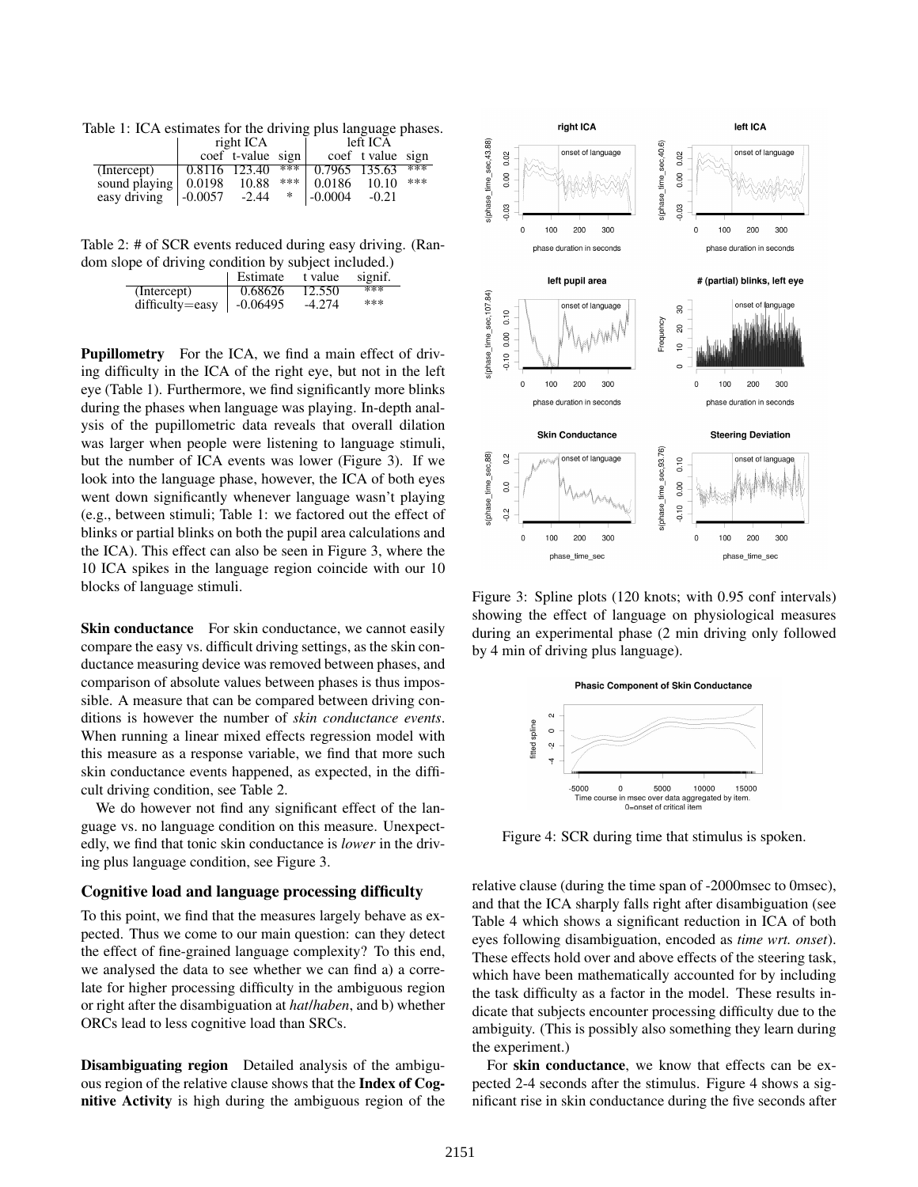Table 1: ICA estimates for the driving plus language phases.

| | right ICA | | | left ICA | | |
|---|---|---|---|---|---|---|
| | coef | t-value | sign | coef | t value | sign |
| (Intercept) | 0.8116 | 123.40 | *** | 0.7965 | 135.63 | *** |
| sound playing | 0.0198 | 10.88 | *** | 0.0186 | 10.10 | *** |
| easy driving | -0.0057 | -2.44 | * | -0.0004 | -0.21 | |

Table 2: # of SCR events reduced during easy driving. (Random slope of driving condition by subject included.)

| | Estimate | t value | signif. |
|---|---|---|---|
| (Intercept) | 0.68626 | 12.550 | *** |
| difficulty=easy | -0.06495 | -4.274 | *** |

**Pupillometry** For the ICA, we find a main effect of driving difficulty in the ICA of the right eye, but not in the left eye (Table 1). Furthermore, we find significantly more blinks during the phases when language was playing. In-depth analysis of the pupillometric data reveals that overall dilation was larger when people were listening to language stimuli, but the number of ICA events was lower (Figure 3). If we look into the language phase, however, the ICA of both eyes went down significantly whenever language wasn't playing (e.g., between stimuli; Table 1: we factored out the effect of blinks or partial blinks on both the pupil area calculations and the ICA). This effect can also be seen in Figure 3, where the 10 ICA spikes in the language region coincide with our 10 blocks of language stimuli.

**Skin conductance** For skin conductance, we cannot easily compare the easy vs. difficult driving settings, as the skin conductance measuring device was removed between phases, and comparison of absolute values between phases is thus impossible. A measure that can be compared between driving conditions is however the number of *skin conductance events*. When running a linear mixed effects regression model with this measure as a response variable, we find that more such skin conductance events happened, as expected, in the difficult driving condition, see Table 2.

We do however not find any significant effect of the language vs. no language condition on this measure. Unexpectedly, we find that tonic skin conductance is *lower* in the driving plus language condition, see Figure 3.

### Cognitive load and language processing difficulty

To this point, we find that the measures largely behave as expected. Thus we come to our main question: can they detect the effect of fine-grained language complexity? To this end, we analysed the data to see whether we can find a) a correlate for higher processing difficulty in the ambiguous region or right after the disambiguation at *hat*/*haben*, and b) whether ORCs lead to less cognitive load than SRCs.

**Disambiguating region** Detailed analysis of the ambiguous region of the relative clause shows that the **Index of Cognitive Activity** is high during the ambiguous region of the relative clause (during the time span of -2000msec to 0msec), and that the ICA sharply falls right after disambiguation (see Table 4 which shows a significant reduction in ICA of both eyes following disambiguation, encoded as *time wrt. onset*). These effects hold over and above effects of the steering task, which have been mathematically accounted for by including the task difficulty as a factor in the model. These results indicate that subjects encounter processing difficulty due to the ambiguity. (This is possibly also something they learn during the experiment.)

For **skin conductance**, we know that effects can be expected 2-4 seconds after the stimulus. Figure 4 shows a significant rise in skin conductance during the five seconds after

Figure 3: Spline plots (120 knots; with 0.95 conf intervals) showing the effect of language on physiological measures during an experimental phase (2 min driving only followed by 4 min of driving plus language).

Figure 4: SCR during time that stimulus is spoken.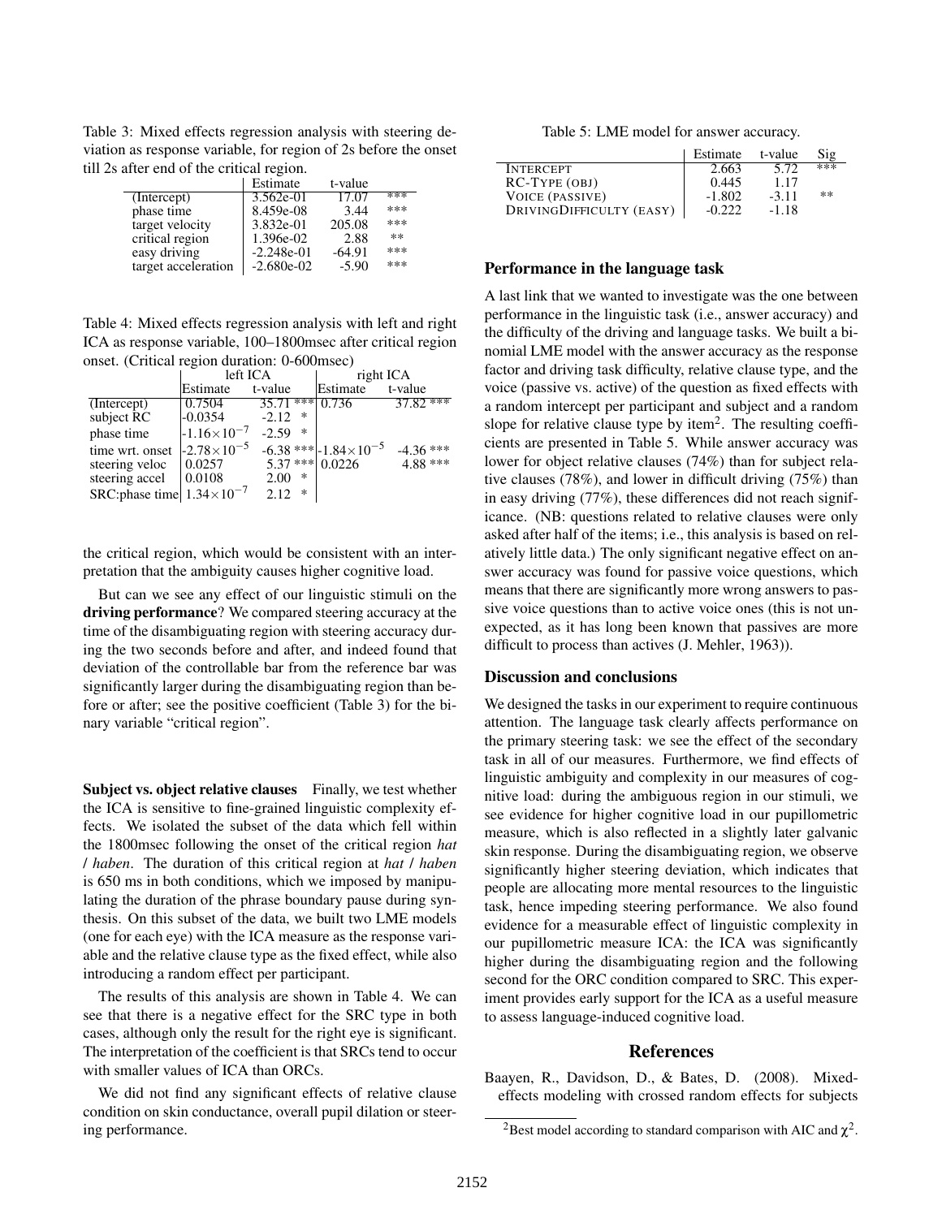Table 3: Mixed effects regression analysis with steering deviation as response variable, for region of 2s before the onset till 2s after end of the critical region.

| | Estimate | t-value | |
|---|---|---|---|
| (Intercept) | 3.562e-01 | 17.07 | *** |
| phase time | 8.459e-08 | 3.44 | *** |
| target velocity | 3.832e-01 | 205.08 | *** |
| critical region | 1.396e-02 | 2.88 | ** |
| easy driving | -2.248e-01 | -64.91 | *** |
| target acceleration | -2.680e-02 | -5.90 | *** |

Table 4: Mixed effects regression analysis with left and right ICA as response variable, 100–1800msec after critical region onset. (Critical region duration: 0-600msec)

| | left ICA | | right ICA | |
|---|---|---|---|---|
| | Estimate | t-value | Estimate | t-value |
| (Intercept) | 0.7504 | 35.71 *** | 0.736 | 37.82 *** |
| subject RC | -0.0354 | -2.12 * | | |
| phase time | $-1.16\times10^{-7}$ | -2.59 * | | |
| time wrt. onset | $-2.78\times10^{-5}$ | -6.38 *** | $-1.84\times10^{-5}$ | -4.36 *** |
| steering veloc | 0.0257 | 5.37 *** | 0.0226 | 4.88 *** |
| steering accel | 0.0108 | 2.00 * | | |
| SRC:phase time | $1.34\times10^{-7}$ | 2.12 * | | |

the critical region, which would be consistent with an interpretation that the ambiguity causes higher cognitive load.

But can we see any effect of our linguistic stimuli on the **driving performance**? We compared steering accuracy at the time of the disambiguating region with steering accuracy during the two seconds before and after, and indeed found that deviation of the controllable bar from the reference bar was significantly larger during the disambiguating region than before or after; see the positive coefficient (Table 3) for the binary variable "critical region".

**Subject vs. object relative clauses** Finally, we test whether the ICA is sensitive to fine-grained linguistic complexity effects. We isolated the subset of the data which fell within the 1800msec following the onset of the critical region *hat* / *haben*. The duration of this critical region at *hat* / *haben* is 650 ms in both conditions, which we imposed by manipulating the duration of the phrase boundary pause during synthesis. On this subset of the data, we built two LME models (one for each eye) with the ICA measure as the response variable and the relative clause type as the fixed effect, while also introducing a random effect per participant.

The results of this analysis are shown in Table 4. We can see that there is a negative effect for the SRC type in both cases, although only the result for the right eye is significant. The interpretation of the coefficient is that SRCs tend to occur with smaller values of ICA than ORCs.

We did not find any significant effects of relative clause condition on skin conductance, overall pupil dilation or steering performance.

Table 5: LME model for answer accuracy.

| | Estimate | t-value | Sig |
|---|---|---|---|
| INTERCEPT | 2.663 | 5.72 | *** |
| RC-TYPE (OBJ) | 0.445 | 1.17 | |
| VOICE (PASSIVE) | -1.802 | -3.11 | ** |
| DRIVINGDIFFICULTY (EASY) | -0.222 | -1.18 | |

## Performance in the language task

A last link that we wanted to investigate was the one between performance in the linguistic task (i.e., answer accuracy) and the difficulty of the driving and language tasks. We built a binomial LME model with the answer accuracy as the response factor and driving task difficulty, relative clause type, and the voice (passive vs. active) of the question as fixed effects with a random intercept per participant and subject and a random slope for relative clause type by item[2]. The resulting coefficients are presented in Table 5. While answer accuracy was lower for object relative clauses (74%) than for subject relative clauses (78%), and lower in difficult driving (75%) than in easy driving (77%), these differences did not reach significance. (NB: questions related to relative clauses were only asked after half of the items; i.e., this analysis is based on relatively little data.) The only significant negative effect on answer accuracy was found for passive voice questions, which means that there are significantly more wrong answers to passive voice questions than to active voice ones (this is not unexpected, as it has long been known that passives are more difficult to process than actives (J. Mehler, 1963)).

## Discussion and conclusions

We designed the tasks in our experiment to require continuous attention. The language task clearly affects performance on the primary steering task: we see the effect of the secondary task in all of our measures. Furthermore, we find effects of linguistic ambiguity and complexity in our measures of cognitive load: during the ambiguous region in our stimuli, we see evidence for higher cognitive load in our pupillometric measure, which is also reflected in a slightly later galvanic skin response. During the disambiguating region, we observe significantly higher steering deviation, which indicates that people are allocating more mental resources to the linguistic task, hence impeding steering performance. We also found evidence for a measurable effect of linguistic complexity in our pupillometric measure ICA: the ICA was significantly higher during the disambiguating region and the following second for the ORC condition compared to SRC. This experiment provides early support for the ICA as a useful measure to assess language-induced cognitive load.

## References

Baayen, R., Davidson, D., & Bates, D. (2008). Mixed-effects modeling with crossed random effects for subjects

[2] Best model according to standard comparison with AIC and $\chi^2$.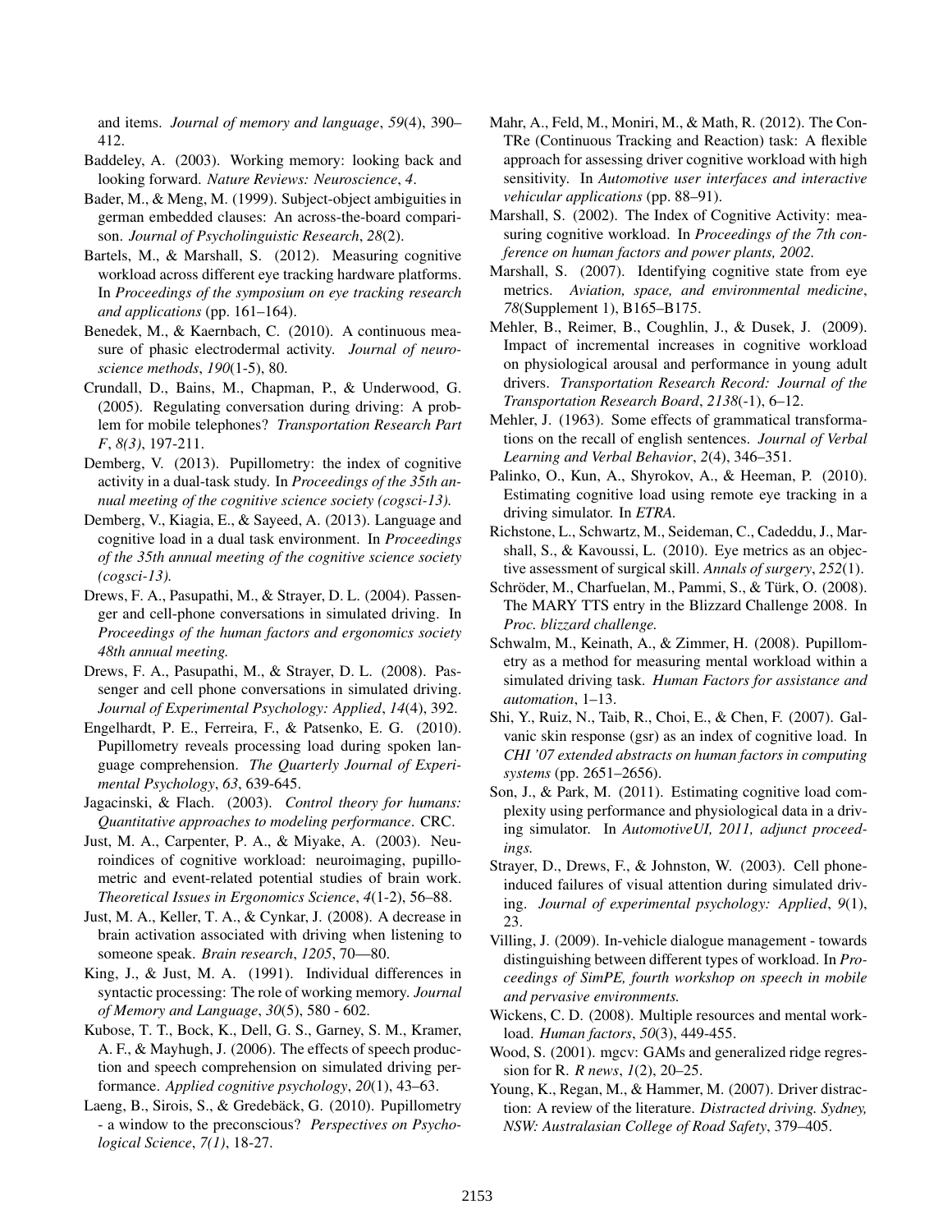and items. *Journal of memory and language*, *59*(4), 390–412.

Baddeley, A. (2003). Working memory: looking back and looking forward. *Nature Reviews: Neuroscience*, *4*.

Bader, M., & Meng, M. (1999). Subject-object ambiguities in german embedded clauses: An across-the-board comparison. *Journal of Psycholinguistic Research*, *28*(2).

Bartels, M., & Marshall, S. (2012). Measuring cognitive workload across different eye tracking hardware platforms. In *Proceedings of the symposium on eye tracking research and applications* (pp. 161–164).

Benedek, M., & Kaernbach, C. (2010). A continuous measure of phasic electrodermal activity. *Journal of neuroscience methods*, *190*(1-5), 80.

Crundall, D., Bains, M., Chapman, P., & Underwood, G. (2005). Regulating conversation during driving: A problem for mobile telephones? *Transportation Research Part F*, *8(3)*, 197-211.

Demberg, V. (2013). Pupillometry: the index of cognitive activity in a dual-task study. In *Proceedings of the 35th annual meeting of the cognitive science society (cogsci-13).*

Demberg, V., Kiagia, E., & Sayeed, A. (2013). Language and cognitive load in a dual task environment. In *Proceedings of the 35th annual meeting of the cognitive science society (cogsci-13).*

Drews, F. A., Pasupathi, M., & Strayer, D. L. (2004). Passenger and cell-phone conversations in simulated driving. In *Proceedings of the human factors and ergonomics society 48th annual meeting.*

Drews, F. A., Pasupathi, M., & Strayer, D. L. (2008). Passenger and cell phone conversations in simulated driving. *Journal of Experimental Psychology: Applied*, *14*(4), 392.

Engelhardt, P. E., Ferreira, F., & Patsenko, E. G. (2010). Pupillometry reveals processing load during spoken language comprehension. *The Quarterly Journal of Experimental Psychology*, *63*, 639-645.

Jagacinski, & Flach. (2003). *Control theory for humans: Quantitative approaches to modeling performance*. CRC.

Just, M. A., Carpenter, P. A., & Miyake, A. (2003). Neuroindices of cognitive workload: neuroimaging, pupillometric and event-related potential studies of brain work. *Theoretical Issues in Ergonomics Science*, *4*(1-2), 56–88.

Just, M. A., Keller, T. A., & Cynkar, J. (2008). A decrease in brain activation associated with driving when listening to someone speak. *Brain research*, *1205*, 70—80.

King, J., & Just, M. A. (1991). Individual differences in syntactic processing: The role of working memory. *Journal of Memory and Language*, *30*(5), 580 - 602.

Kubose, T. T., Bock, K., Dell, G. S., Garney, S. M., Kramer, A. F., & Mayhugh, J. (2006). The effects of speech production and speech comprehension on simulated driving performance. *Applied cognitive psychology*, *20*(1), 43–63.

Laeng, B., Sirois, S., & Gredebäck, G. (2010). Pupillometry - a window to the preconscious? *Perspectives on Psychological Science*, *7(1)*, 18-27.

Mahr, A., Feld, M., Moniri, M., & Math, R. (2012). The ConTRe (Continuous Tracking and Reaction) task: A flexible approach for assessing driver cognitive workload with high sensitivity. In *Automotive user interfaces and interactive vehicular applications* (pp. 88–91).

Marshall, S. (2002). The Index of Cognitive Activity: measuring cognitive workload. In *Proceedings of the 7th conference on human factors and power plants, 2002.*

Marshall, S. (2007). Identifying cognitive state from eye metrics. *Aviation, space, and environmental medicine*, *78*(Supplement 1), B165–B175.

Mehler, B., Reimer, B., Coughlin, J., & Dusek, J. (2009). Impact of incremental increases in cognitive workload on physiological arousal and performance in young adult drivers. *Transportation Research Record: Journal of the Transportation Research Board*, *2138*(-1), 6–12.

Mehler, J. (1963). Some effects of grammatical transformations on the recall of english sentences. *Journal of Verbal Learning and Verbal Behavior*, *2*(4), 346–351.

Palinko, O., Kun, A., Shyrokov, A., & Heeman, P. (2010). Estimating cognitive load using remote eye tracking in a driving simulator. In *ETRA*.

Richstone, L., Schwartz, M., Seideman, C., Cadeddu, J., Marshall, S., & Kavoussi, L. (2010). Eye metrics as an objective assessment of surgical skill. *Annals of surgery*, *252*(1).

Schröder, M., Charfuelan, M., Pammi, S., & Türk, O. (2008). The MARY TTS entry in the Blizzard Challenge 2008. In *Proc. blizzard challenge.*

Schwalm, M., Keinath, A., & Zimmer, H. (2008). Pupillometry as a method for measuring mental workload within a simulated driving task. *Human Factors for assistance and automation*, 1–13.

Shi, Y., Ruiz, N., Taib, R., Choi, E., & Chen, F. (2007). Galvanic skin response (gsr) as an index of cognitive load. In *CHI '07 extended abstracts on human factors in computing systems* (pp. 2651–2656).

Son, J., & Park, M. (2011). Estimating cognitive load complexity using performance and physiological data in a driving simulator. In *AutomotiveUI, 2011, adjunct proceedings.*

Strayer, D., Drews, F., & Johnston, W. (2003). Cell phone-induced failures of visual attention during simulated driving. *Journal of experimental psychology: Applied*, *9*(1), 23.

Villing, J. (2009). In-vehicle dialogue management - towards distinguishing between different types of workload. In *Proceedings of SimPE, fourth workshop on speech in mobile and pervasive environments.*

Wickens, C. D. (2008). Multiple resources and mental workload. *Human factors*, *50*(3), 449-455.

Wood, S. (2001). mgcv: GAMs and generalized ridge regression for R. *R news*, *1*(2), 20–25.

Young, K., Regan, M., & Hammer, M. (2007). Driver distraction: A review of the literature. *Distracted driving. Sydney, NSW: Australasian College of Road Safety*, 379–405.